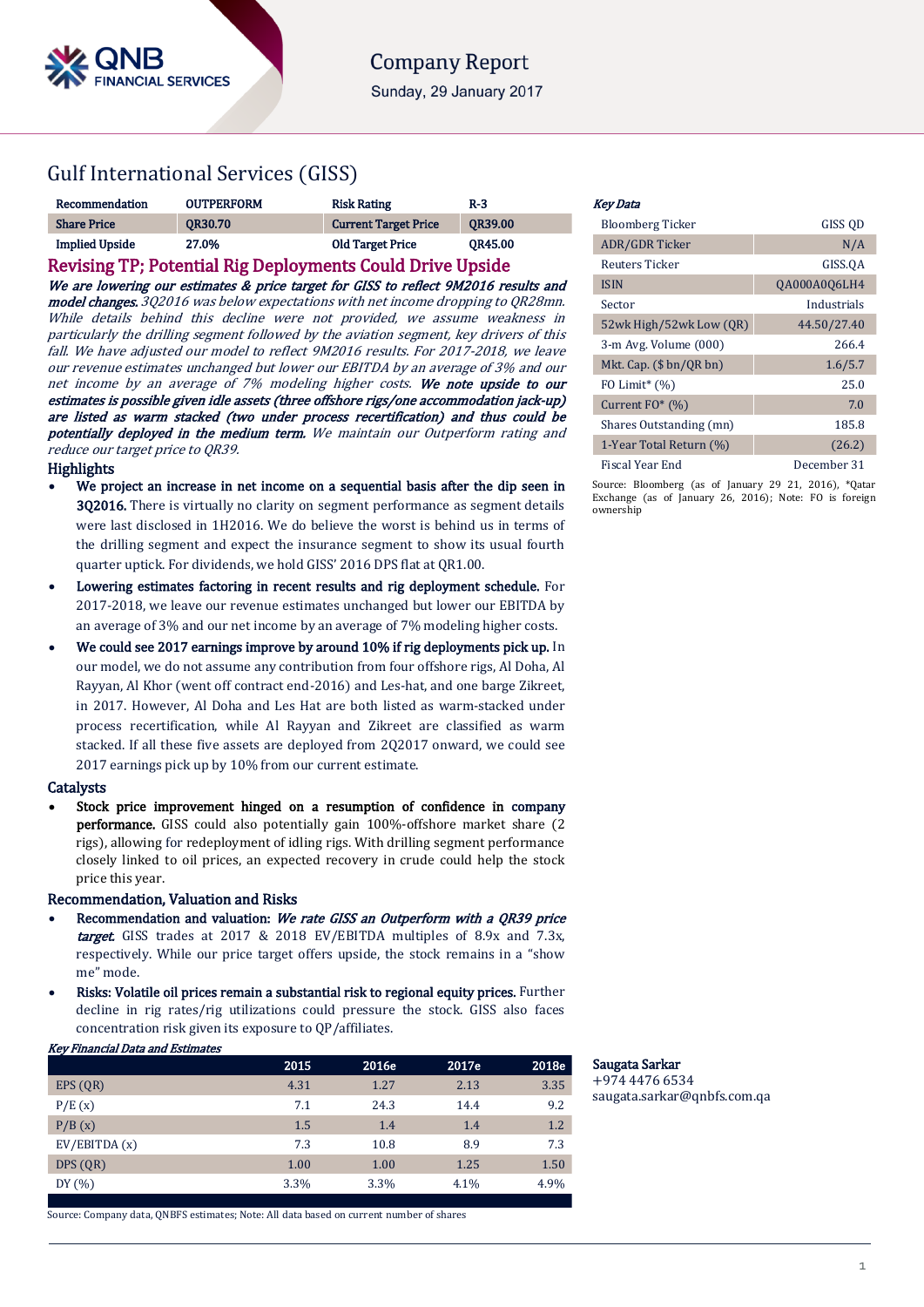Company Report

Sunday, 29 January 2017

# Gulf International Services (GISS)

| Recommendation | OUTPERFORM | Risk Rating | R-3 |
|---|---|---|---|
| Share Price | QR30.70 | Current Target Price | QR39.00 |
| Implied Upside | 27.0% | Old Target Price | QR45.00 |

## Revising TP; Potential Rig Deployments Could Drive Upside

***We are lowering our estimates & price target for GISS to reflect 9M2016 results and model changes.*** *3Q2016 was below expectations with net income dropping to QR28mn. While details behind this decline were not provided, we assume weakness in particularly the drilling segment followed by the aviation segment, key drivers of this fall. We have adjusted our model to reflect 9M2016 results. For 2017-2018, we leave our revenue estimates unchanged but lower our EBITDA by an average of 3% and our net income by an average of 7% modeling higher costs.* ***We note upside to our estimates is possible given idle assets (three offshore rigs/one accommodation jack-up) are listed as warm stacked (two under process recertification) and thus could be potentially deployed in the medium term.*** *We maintain our Outperform rating and reduce our target price to QR39.*

### Highlights

- **We project an increase in net income on a sequential basis after the dip seen in 3Q2016.** There is virtually no clarity on segment performance as segment details were last disclosed in 1H2016. We do believe the worst is behind us in terms of the drilling segment and expect the insurance segment to show its usual fourth quarter uptick. For dividends, we hold GISS' 2016 DPS flat at QR1.00.
- **Lowering estimates factoring in recent results and rig deployment schedule.** For 2017-2018, we leave our revenue estimates unchanged but lower our EBITDA by an average of 3% and our net income by an average of 7% modeling higher costs.
- **We could see 2017 earnings improve by around 10% if rig deployments pick up.** In our model, we do not assume any contribution from four offshore rigs, Al Doha, Al Rayyan, Al Khor (went off contract end-2016) and Les-hat, and one barge Zikreet, in 2017. However, Al Doha and Les Hat are both listed as warm-stacked under process recertification, while Al Rayyan and Zikreet are classified as warm stacked. If all these five assets are deployed from 2Q2017 onward, we could see 2017 earnings pick up by 10% from our current estimate.

### Catalysts

- **Stock price improvement hinged on a resumption of confidence in company performance.** GISS could also potentially gain 100%-offshore market share (2 rigs), allowing for redeployment of idling rigs. With drilling segment performance closely linked to oil prices, an expected recovery in crude could help the stock price this year.

### Recommendation, Valuation and Risks

- **Recommendation and valuation:** ***We rate GISS an Outperform with a QR39 price target.*** GISS trades at 2017 & 2018 EV/EBITDA multiples of 8.9x and 7.3x, respectively. While our price target offers upside, the stock remains in a "show me" mode.
- **Risks: Volatile oil prices remain a substantial risk to regional equity prices.** Further decline in rig rates/rig utilizations could pressure the stock. GISS also faces concentration risk given its exposure to QP/affiliates.

*Key Financial Data and Estimates*

| | 2015 | 2016e | 2017e | 2018e |
|---|---|---|---|---|
| EPS (QR) | 4.31 | 1.27 | 2.13 | 3.35 |
| P/E (x) | 7.1 | 24.3 | 14.4 | 9.2 |
| P/B (x) | 1.5 | 1.4 | 1.4 | 1.2 |
| EV/EBITDA (x) | 7.3 | 10.8 | 8.9 | 7.3 |
| DPS (QR) | 1.00 | 1.00 | 1.25 | 1.50 |
| DY (%) | 3.3% | 3.3% | 4.1% | 4.9% |

Source: Company data, QNBFS estimates; Note: All data based on current number of shares

*Key Data*

| | |
|---|---|
| Bloomberg Ticker | GISS QD |
| ADR/GDR Ticker | N/A |
| Reuters Ticker | GISS.QA |
| ISIN | QA000A0Q6LH4 |
| Sector | Industrials |
| 52wk High/52wk Low (QR) | 44.50/27.40 |
| 3-m Avg. Volume (000) | 266.4 |
| Mkt. Cap. ($ bn/QR bn) | 1.6/5.7 |
| FO Limit* (%) | 25.0 |
| Current FO* (%) | 7.0 |
| Shares Outstanding (mn) | 185.8 |
| 1-Year Total Return (%) | (26.2) |
| Fiscal Year End | December 31 |

Source: Bloomberg (as of January 29 21, 2016), *Qatar Exchange (as of January 26, 2016); Note: FO is foreign ownership

**Saugata Sarkar**
+974 4476 6534
saugata.sarkar@qnbfs.com.qa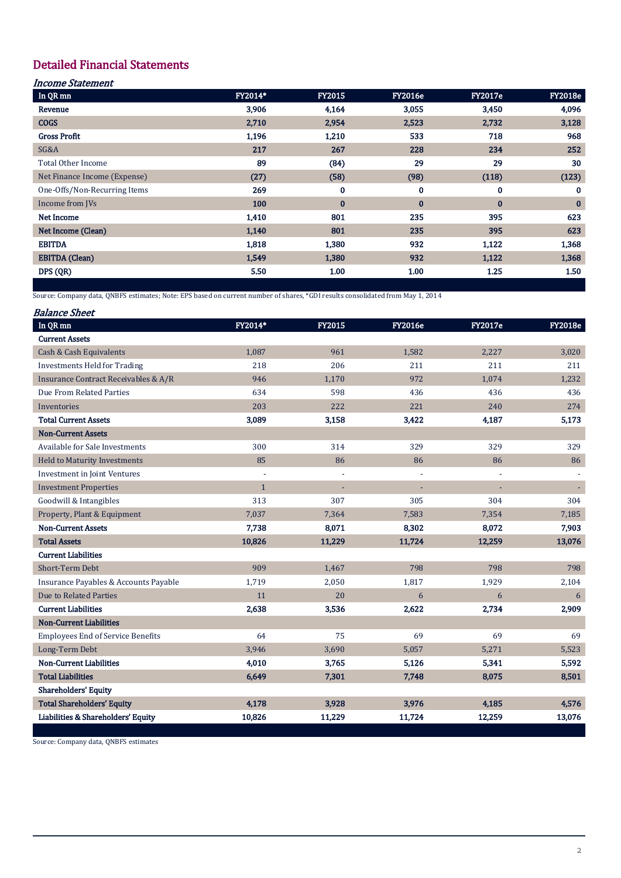## Detailed Financial Statements

### *Income Statement*

| In QR mn | FY2014* | FY2015 | FY2016e | FY2017e | FY2018e |
|---|---|---|---|---|---|
| **Revenue** | **3,906** | **4,164** | **3,055** | **3,450** | **4,096** |
| **COGS** | **2,710** | **2,954** | **2,523** | **2,732** | **3,128** |
| **Gross Profit** | **1,196** | **1,210** | **533** | **718** | **968** |
| SG&A | **217** | **267** | **228** | **234** | **252** |
| Total Other Income | **89** | **(84)** | **29** | **29** | **30** |
| Net Finance Income (Expense) | **(27)** | **(58)** | **(98)** | **(118)** | **(123)** |
| One-Offs/Non-Recurring Items | **269** | **0** | **0** | **0** | **0** |
| Income from JVs | **100** | **0** | **0** | **0** | **0** |
| **Net Income** | **1,410** | **801** | **235** | **395** | **623** |
| **Net Income (Clean)** | **1,140** | **801** | **235** | **395** | **623** |
| **EBITDA** | **1,818** | **1,380** | **932** | **1,122** | **1,368** |
| **EBITDA (Clean)** | **1,549** | **1,380** | **932** | **1,122** | **1,368** |
| **DPS (QR)** | **5.50** | **1.00** | **1.00** | **1.25** | **1.50** |

Source: Company data, QNBFS estimates; Note: EPS based on current number of shares, *GDI results consolidated from May 1, 2014

### *Balance Sheet*

| In QR mn | FY2014* | FY2015 | FY2016e | FY2017e | FY2018e |
|---|---|---|---|---|---|
| **Current Assets** | | | | | |
| Cash & Cash Equivalents | 1,087 | 961 | 1,582 | 2,227 | 3,020 |
| Investments Held for Trading | 218 | 206 | 211 | 211 | 211 |
| Insurance Contract Receivables & A/R | 946 | 1,170 | 972 | 1,074 | 1,232 |
| Due From Related Parties | 634 | 598 | 436 | 436 | 436 |
| Inventories | 203 | 222 | 221 | 240 | 274 |
| **Total Current Assets** | **3,089** | **3,158** | **3,422** | **4,187** | **5,173** |
| **Non-Current Assets** | | | | | |
| Available for Sale Investments | 300 | 314 | 329 | 329 | 329 |
| Held to Maturity Investments | 85 | 86 | 86 | 86 | 86 |
| Investment in Joint Ventures | - | - | - | - | - |
| Investment Properties | 1 | - | - | - | - |
| Goodwill & Intangibles | 313 | 307 | 305 | 304 | 304 |
| Property, Plant & Equipment | 7,037 | 7,364 | 7,583 | 7,354 | 7,185 |
| **Non-Current Assets** | **7,738** | **8,071** | **8,302** | **8,072** | **7,903** |
| **Total Assets** | **10,826** | **11,229** | **11,724** | **12,259** | **13,076** |
| **Current Liabilities** | | | | | |
| Short-Term Debt | 909 | 1,467 | 798 | 798 | 798 |
| Insurance Payables & Accounts Payable | 1,719 | 2,050 | 1,817 | 1,929 | 2,104 |
| Due to Related Parties | 11 | 20 | 6 | 6 | 6 |
| **Current Liabilities** | **2,638** | **3,536** | **2,622** | **2,734** | **2,909** |
| **Non-Current Liabilities** | | | | | |
| Employees End of Service Benefits | 64 | 75 | 69 | 69 | 69 |
| Long-Term Debt | 3,946 | 3,690 | 5,057 | 5,271 | 5,523 |
| **Non-Current Liabilities** | **4,010** | **3,765** | **5,126** | **5,341** | **5,592** |
| **Total Liabilities** | **6,649** | **7,301** | **7,748** | **8,075** | **8,501** |
| **Shareholders' Equity** | | | | | |
| **Total Shareholders' Equity** | **4,178** | **3,928** | **3,976** | **4,185** | **4,576** |
| **Liabilities & Shareholders' Equity** | **10,826** | **11,229** | **11,724** | **12,259** | **13,076** |

Source: Company data, QNBFS estimates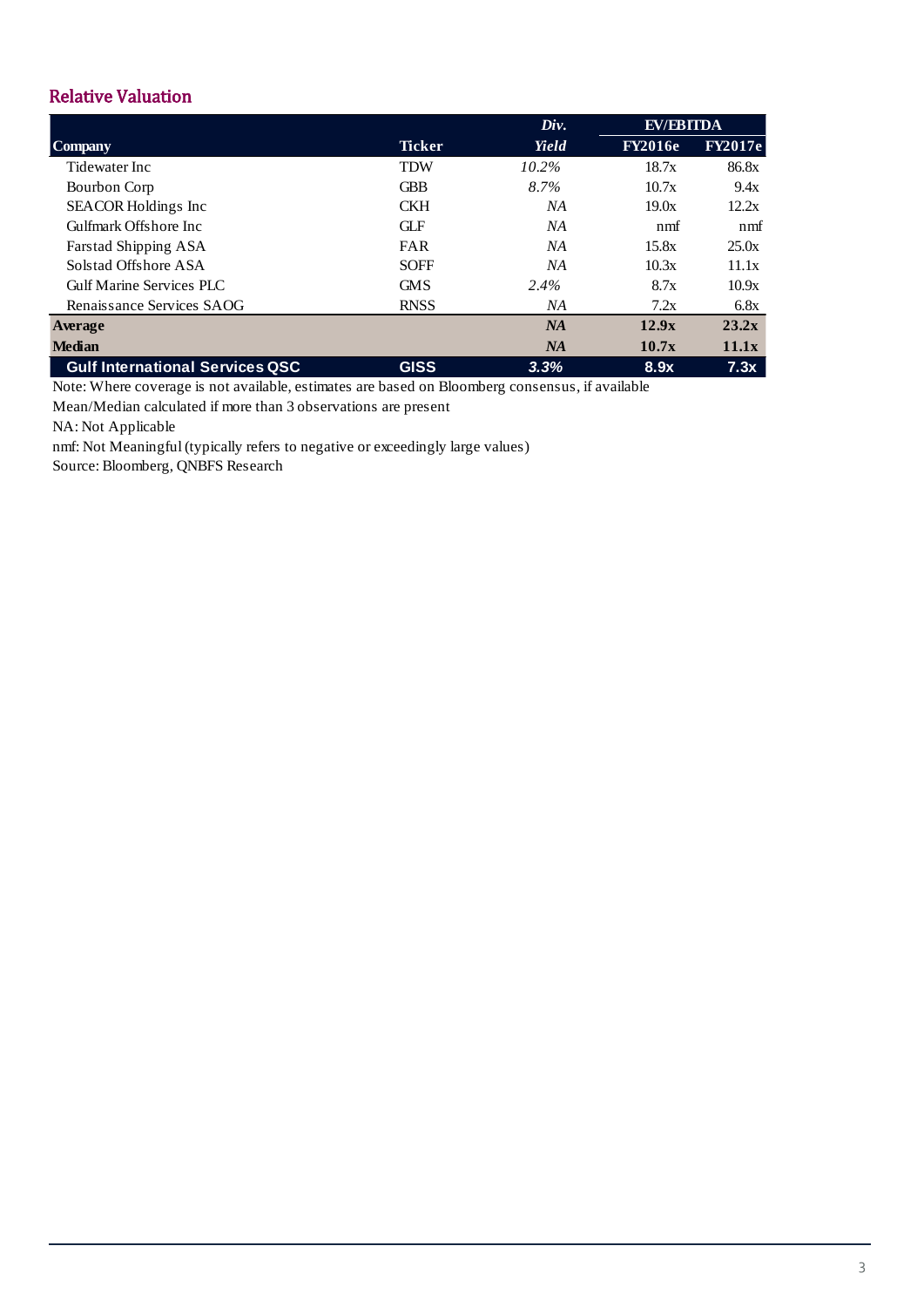## Relative Valuation

| Company | Ticker | *Div. Yield* | EV/EBITDA FY2016e | FY2017e |
|---|---|---|---|---|
| Tidewater Inc | TDW | *10.2%* | 18.7x | 86.8x |
| Bourbon Corp | GBB | *8.7%* | 10.7x | 9.4x |
| SEACOR Holdings Inc | CKH | *NA* | 19.0x | 12.2x |
| Gulfmark Offshore Inc | GLF | *NA* | nmf | nmf |
| Farstad Shipping ASA | FAR | *NA* | 15.8x | 25.0x |
| Solstad Offshore ASA | SOFF | *NA* | 10.3x | 11.1x |
| Gulf Marine Services PLC | GMS | *2.4%* | 8.7x | 10.9x |
| Renaissance Services SAOG | RNSS | *NA* | 7.2x | 6.8x |
| **Average** | | ***NA*** | **12.9x** | **23.2x** |
| **Median** | | ***NA*** | **10.7x** | **11.1x** |
| **Gulf International Services QSC** | **GISS** | ***3.3%*** | **8.9x** | **7.3x** |

Note: Where coverage is not available, estimates are based on Bloomberg consensus, if available

Mean/Median calculated if more than 3 observations are present

NA: Not Applicable

nmf: Not Meaningful (typically refers to negative or exceedingly large values)

Source: Bloomberg, QNBFS Research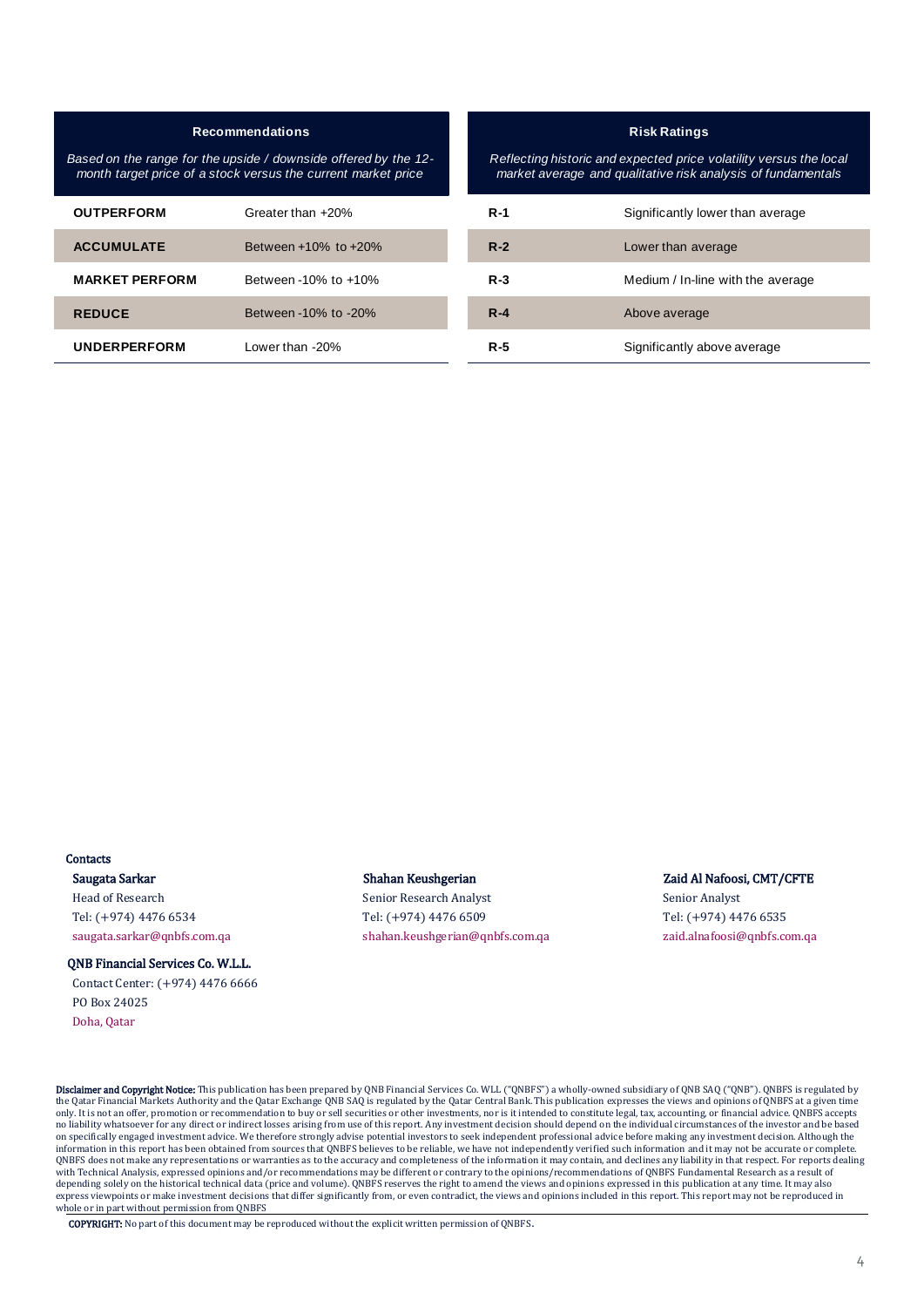| Recommendations | |
| --- | --- |
| *Based on the range for the upside / downside offered by the 12-month target price of a stock versus the current market price* | |
| **OUTPERFORM** | Greater than +20% |
| **ACCUMULATE** | Between +10% to +20% |
| **MARKET PERFORM** | Between -10% to +10% |
| **REDUCE** | Between -10% to -20% |
| **UNDERPERFORM** | Lower than -20% |

| Risk Ratings | |
| --- | --- |
| *Reflecting historic and expected price volatility versus the local market average and qualitative risk analysis of fundamentals* | |
| **R-1** | Significantly lower than average |
| **R-2** | Lower than average |
| **R-3** | Medium / In-line with the average |
| **R-4** | Above average |
| **R-5** | Significantly above average |

**Contacts**

**Saugata Sarkar**
Head of Research
Tel: (+974) 4476 6534
saugata.sarkar@qnbfs.com.qa

**Shahan Keushgerian**
Senior Research Analyst
Tel: (+974) 4476 6509
shahan.keushgerian@qnbfs.com.qa

**Zaid Al Nafoosi, CMT/CFTE**
Senior Analyst
Tel: (+974) 4476 6535
zaid.alnafoosi@qnbfs.com.qa

**QNB Financial Services Co. W.L.L.**
Contact Center: (+974) 4476 6666
PO Box 24025
Doha, Qatar

**Disclaimer and Copyright Notice:** This publication has been prepared by QNB Financial Services Co. WLL ("QNBFS") a wholly-owned subsidiary of QNB SAQ ("QNB"). QNBFS is regulated by the Qatar Financial Markets Authority and the Qatar Exchange QNB SAQ is regulated by the Qatar Central Bank. This publication expresses the views and opinions of QNBFS at a given time only. It is not an offer, promotion or recommendation to buy or sell securities or other investments, nor is it intended to constitute legal, tax, accounting, or financial advice. QNBFS accepts no liability whatsoever for any direct or indirect losses arising from use of this report. Any investment decision should depend on the individual circumstances of the investor and be based on specifically engaged investment advice. We therefore strongly advise potential investors to seek independent professional advice before making any investment decision. Although the information in this report has been obtained from sources that QNBFS believes to be reliable, we have not independently verified such information and it may not be accurate or complete. QNBFS does not make any representations or warranties as to the accuracy and completeness of the information it may contain, and declines any liability in that respect. For reports dealing with Technical Analysis, expressed opinions and/or recommendations may be different or contrary to the opinions/recommendations of QNBFS Fundamental Research as a result of depending solely on the historical technical data (price and volume). QNBFS reserves the right to amend the views and opinions expressed in this publication at any time. It may also express viewpoints or make investment decisions that differ significantly from, or even contradict, the views and opinions included in this report. This report may not be reproduced in whole or in part without permission from QNBFS

**COPYRIGHT:** No part of this document may be reproduced without the explicit written permission of QNBFS.